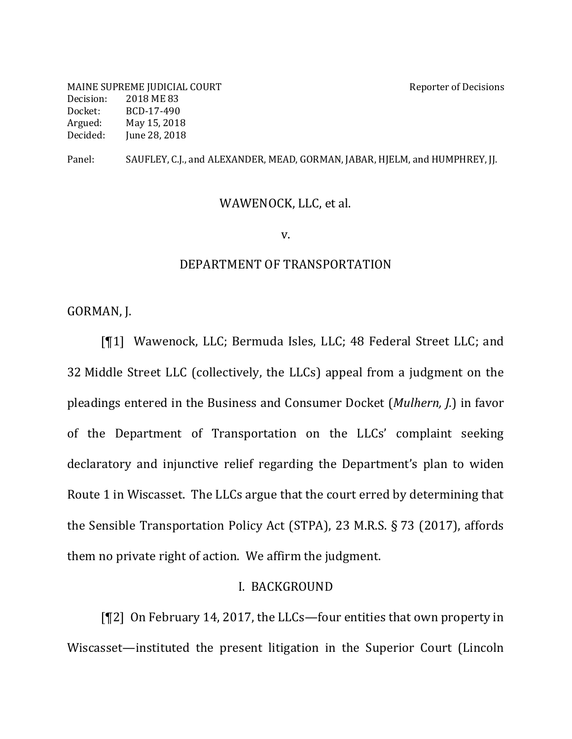MAINE SUPREME JUDICIAL COURT Reporter of Decisions
Decision: 2018 ME 83
Docket: BCD-17-490
Argued: May 15, 2018
Decided: June 28, 2018

Panel: SAUFLEY, C.J., and ALEXANDER, MEAD, GORMAN, JABAR, HJELM, and HUMPHREY, JJ.

WAWENOCK, LLC, et al.

v.

DEPARTMENT OF TRANSPORTATION

GORMAN, J.

[¶1] Wawenock, LLC; Bermuda Isles, LLC; 48 Federal Street LLC; and 32 Middle Street LLC (collectively, the LLCs) appeal from a judgment on the pleadings entered in the Business and Consumer Docket (*Mulhern, J.*) in favor of the Department of Transportation on the LLCs' complaint seeking declaratory and injunctive relief regarding the Department's plan to widen Route 1 in Wiscasset. The LLCs argue that the court erred by determining that the Sensible Transportation Policy Act (STPA), 23 M.R.S. § 73 (2017), affords them no private right of action. We affirm the judgment.

## I. BACKGROUND

[¶2] On February 14, 2017, the LLCs—four entities that own property in Wiscasset—instituted the present litigation in the Superior Court (Lincoln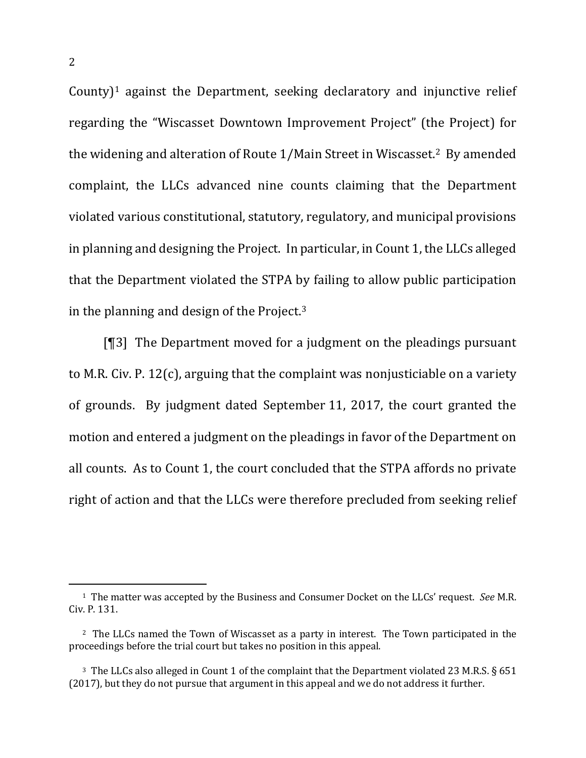County)[1] against the Department, seeking declaratory and injunctive relief regarding the "Wiscasset Downtown Improvement Project" (the Project) for the widening and alteration of Route 1/Main Street in Wiscasset.[2] By amended complaint, the LLCs advanced nine counts claiming that the Department violated various constitutional, statutory, regulatory, and municipal provisions in planning and designing the Project. In particular, in Count 1, the LLCs alleged that the Department violated the STPA by failing to allow public participation in the planning and design of the Project.[3]

[¶3] The Department moved for a judgment on the pleadings pursuant to M.R. Civ. P. 12(c), arguing that the complaint was nonjusticiable on a variety of grounds. By judgment dated September 11, 2017, the court granted the motion and entered a judgment on the pleadings in favor of the Department on all counts. As to Count 1, the court concluded that the STPA affords no private right of action and that the LLCs were therefore precluded from seeking relief

---

[1] The matter was accepted by the Business and Consumer Docket on the LLCs' request. *See* M.R. Civ. P. 131.

[2] The LLCs named the Town of Wiscasset as a party in interest. The Town participated in the proceedings before the trial court but takes no position in this appeal.

[3] The LLCs also alleged in Count 1 of the complaint that the Department violated 23 M.R.S. § 651 (2017), but they do not pursue that argument in this appeal and we do not address it further.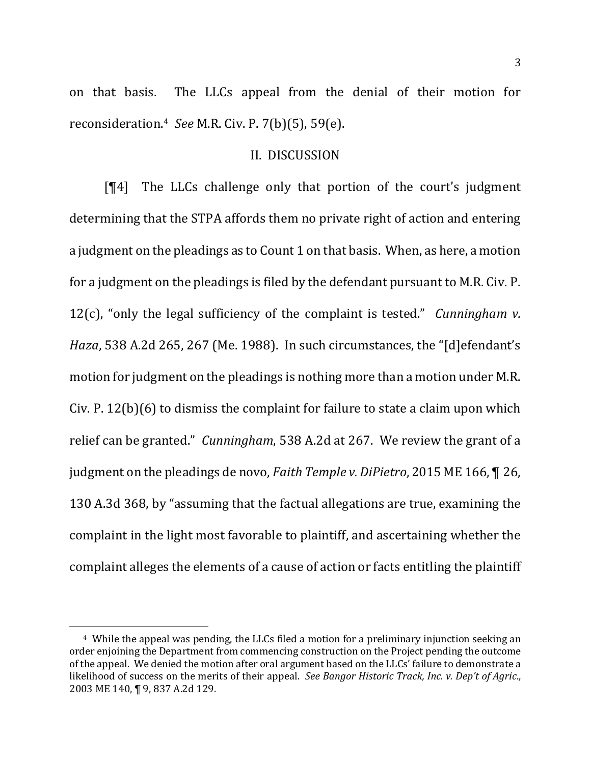on that basis. The LLCs appeal from the denial of their motion for reconsideration.[4] *See* M.R. Civ. P. 7(b)(5), 59(e).

## II. DISCUSSION

[¶4] The LLCs challenge only that portion of the court's judgment determining that the STPA affords them no private right of action and entering a judgment on the pleadings as to Count 1 on that basis. When, as here, a motion for a judgment on the pleadings is filed by the defendant pursuant to M.R. Civ. P. 12(c), "only the legal sufficiency of the complaint is tested." *Cunningham v. Haza*, 538 A.2d 265, 267 (Me. 1988). In such circumstances, the "[d]efendant's motion for judgment on the pleadings is nothing more than a motion under M.R. Civ. P. 12(b)(6) to dismiss the complaint for failure to state a claim upon which relief can be granted." *Cunningham*, 538 A.2d at 267. We review the grant of a judgment on the pleadings de novo, *Faith Temple v. DiPietro*, 2015 ME 166, ¶ 26, 130 A.3d 368, by "assuming that the factual allegations are true, examining the complaint in the light most favorable to plaintiff, and ascertaining whether the complaint alleges the elements of a cause of action or facts entitling the plaintiff

---

[4] While the appeal was pending, the LLCs filed a motion for a preliminary injunction seeking an order enjoining the Department from commencing construction on the Project pending the outcome of the appeal. We denied the motion after oral argument based on the LLCs' failure to demonstrate a likelihood of success on the merits of their appeal. *See Bangor Historic Track, Inc. v. Dep't of Agric.*, 2003 ME 140, ¶ 9, 837 A.2d 129.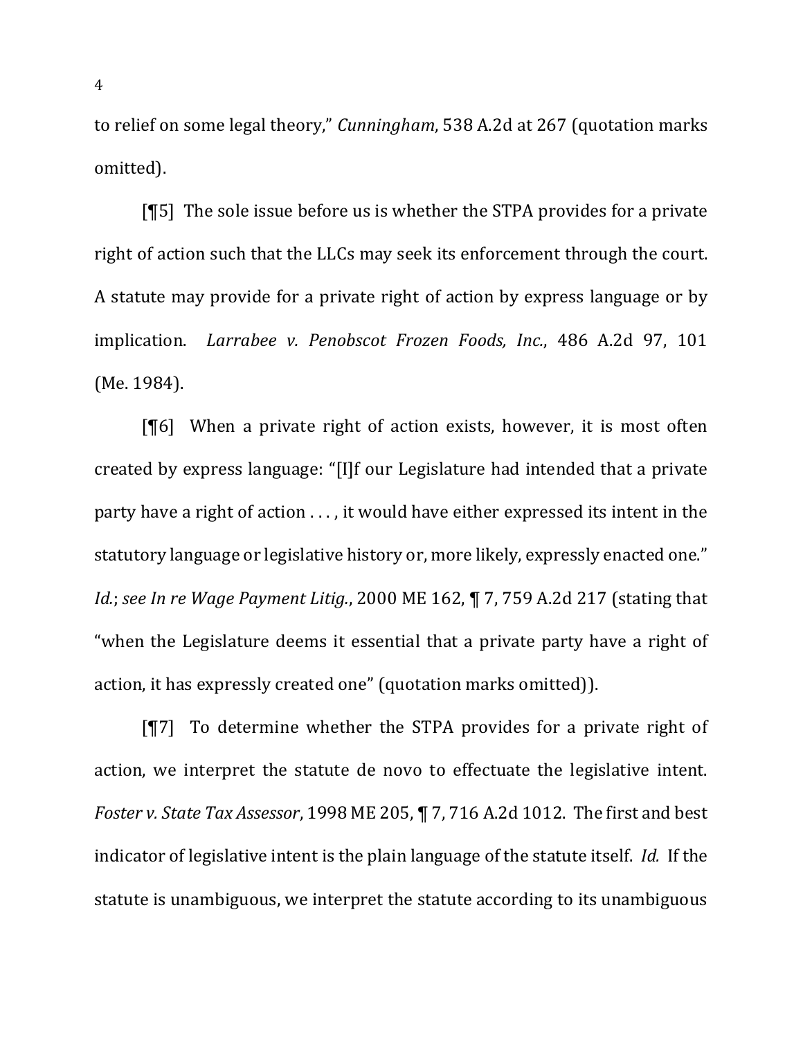to relief on some legal theory," *Cunningham*, 538 A.2d at 267 (quotation marks omitted).

[¶5] The sole issue before us is whether the STPA provides for a private right of action such that the LLCs may seek its enforcement through the court. A statute may provide for a private right of action by express language or by implication. *Larrabee v. Penobscot Frozen Foods, Inc.*, 486 A.2d 97, 101 (Me. 1984).

[¶6] When a private right of action exists, however, it is most often created by express language: "[I]f our Legislature had intended that a private party have a right of action . . . , it would have either expressed its intent in the statutory language or legislative history or, more likely, expressly enacted one." *Id.*; *see In re Wage Payment Litig.*, 2000 ME 162, ¶ 7, 759 A.2d 217 (stating that "when the Legislature deems it essential that a private party have a right of action, it has expressly created one" (quotation marks omitted)).

[¶7] To determine whether the STPA provides for a private right of action, we interpret the statute de novo to effectuate the legislative intent. *Foster v. State Tax Assessor*, 1998 ME 205, ¶ 7, 716 A.2d 1012. The first and best indicator of legislative intent is the plain language of the statute itself. *Id.* If the statute is unambiguous, we interpret the statute according to its unambiguous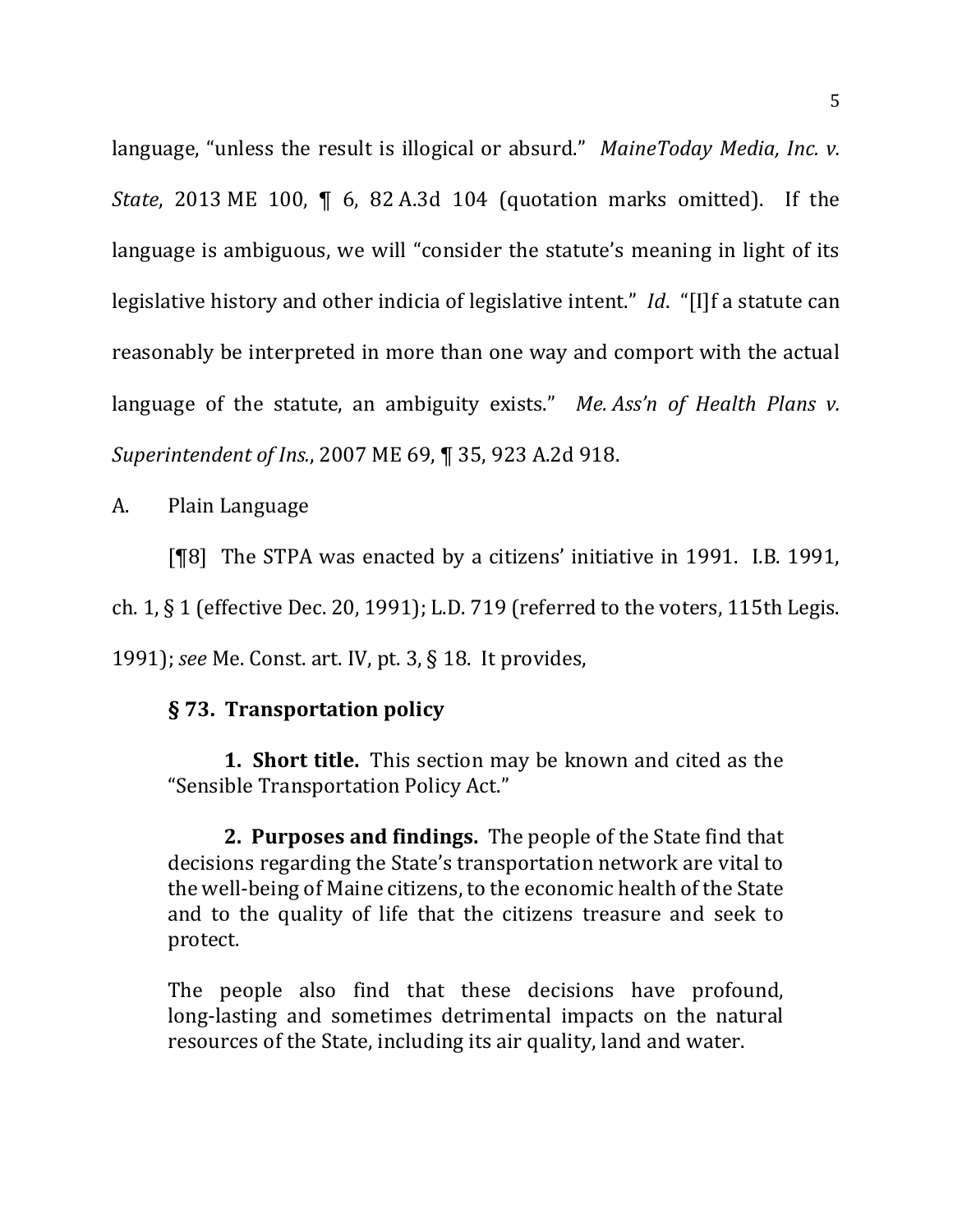language, "unless the result is illogical or absurd." *MaineToday Media, Inc. v. State*, 2013 ME 100, ¶ 6, 82 A.3d 104 (quotation marks omitted). If the language is ambiguous, we will "consider the statute's meaning in light of its legislative history and other indicia of legislative intent." *Id*. "[I]f a statute can reasonably be interpreted in more than one way and comport with the actual language of the statute, an ambiguity exists." *Me. Ass'n of Health Plans v. Superintendent of Ins.*, 2007 ME 69, ¶ 35, 923 A.2d 918.

A. Plain Language

[¶8] The STPA was enacted by a citizens' initiative in 1991. I.B. 1991, ch. 1, § 1 (effective Dec. 20, 1991); L.D. 719 (referred to the voters, 115th Legis. 1991); *see* Me. Const. art. IV, pt. 3, § 18. It provides,

> **§ 73. Transportation policy**
>
> **1. Short title.** This section may be known and cited as the "Sensible Transportation Policy Act."
>
> **2. Purposes and findings.** The people of the State find that decisions regarding the State's transportation network are vital to the well-being of Maine citizens, to the economic health of the State and to the quality of life that the citizens treasure and seek to protect.
>
> The people also find that these decisions have profound, long-lasting and sometimes detrimental impacts on the natural resources of the State, including its air quality, land and water.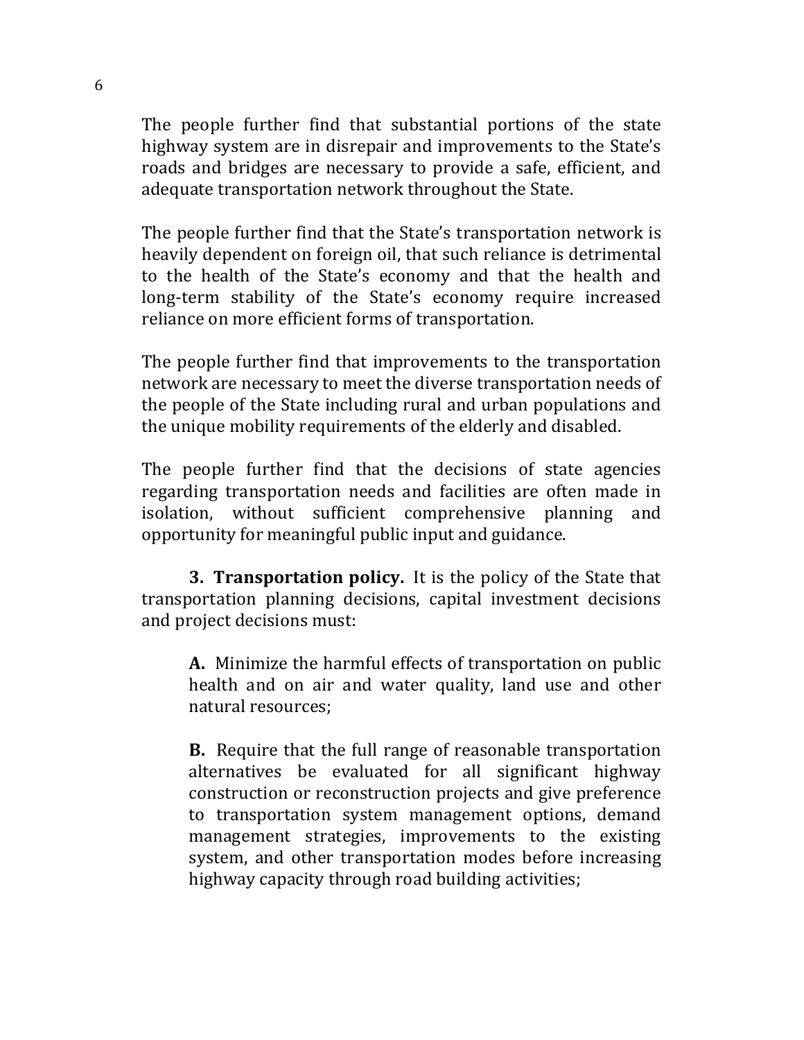The people further find that substantial portions of the state highway system are in disrepair and improvements to the State's roads and bridges are necessary to provide a safe, efficient, and adequate transportation network throughout the State.

The people further find that the State's transportation network is heavily dependent on foreign oil, that such reliance is detrimental to the health of the State's economy and that the health and long-term stability of the State's economy require increased reliance on more efficient forms of transportation.

The people further find that improvements to the transportation network are necessary to meet the diverse transportation needs of the people of the State including rural and urban populations and the unique mobility requirements of the elderly and disabled.

The people further find that the decisions of state agencies regarding transportation needs and facilities are often made in isolation, without sufficient comprehensive planning and opportunity for meaningful public input and guidance.

**3. Transportation policy.** It is the policy of the State that transportation planning decisions, capital investment decisions and project decisions must:

**A.** Minimize the harmful effects of transportation on public health and on air and water quality, land use and other natural resources;

**B.** Require that the full range of reasonable transportation alternatives be evaluated for all significant highway construction or reconstruction projects and give preference to transportation system management options, demand management strategies, improvements to the existing system, and other transportation modes before increasing highway capacity through road building activities;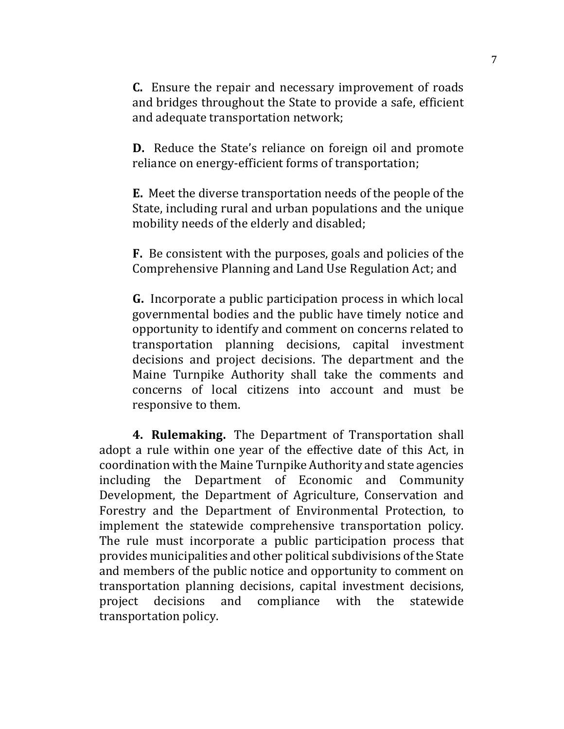**C.** Ensure the repair and necessary improvement of roads and bridges throughout the State to provide a safe, efficient and adequate transportation network;

**D.** Reduce the State's reliance on foreign oil and promote reliance on energy-efficient forms of transportation;

**E.** Meet the diverse transportation needs of the people of the State, including rural and urban populations and the unique mobility needs of the elderly and disabled;

**F.** Be consistent with the purposes, goals and policies of the Comprehensive Planning and Land Use Regulation Act; and

**G.** Incorporate a public participation process in which local governmental bodies and the public have timely notice and opportunity to identify and comment on concerns related to transportation planning decisions, capital investment decisions and project decisions. The department and the Maine Turnpike Authority shall take the comments and concerns of local citizens into account and must be responsive to them.

**4. Rulemaking.** The Department of Transportation shall adopt a rule within one year of the effective date of this Act, in coordination with the Maine Turnpike Authority and state agencies including the Department of Economic and Community Development, the Department of Agriculture, Conservation and Forestry and the Department of Environmental Protection, to implement the statewide comprehensive transportation policy. The rule must incorporate a public participation process that provides municipalities and other political subdivisions of the State and members of the public notice and opportunity to comment on transportation planning decisions, capital investment decisions, project decisions and compliance with the statewide transportation policy.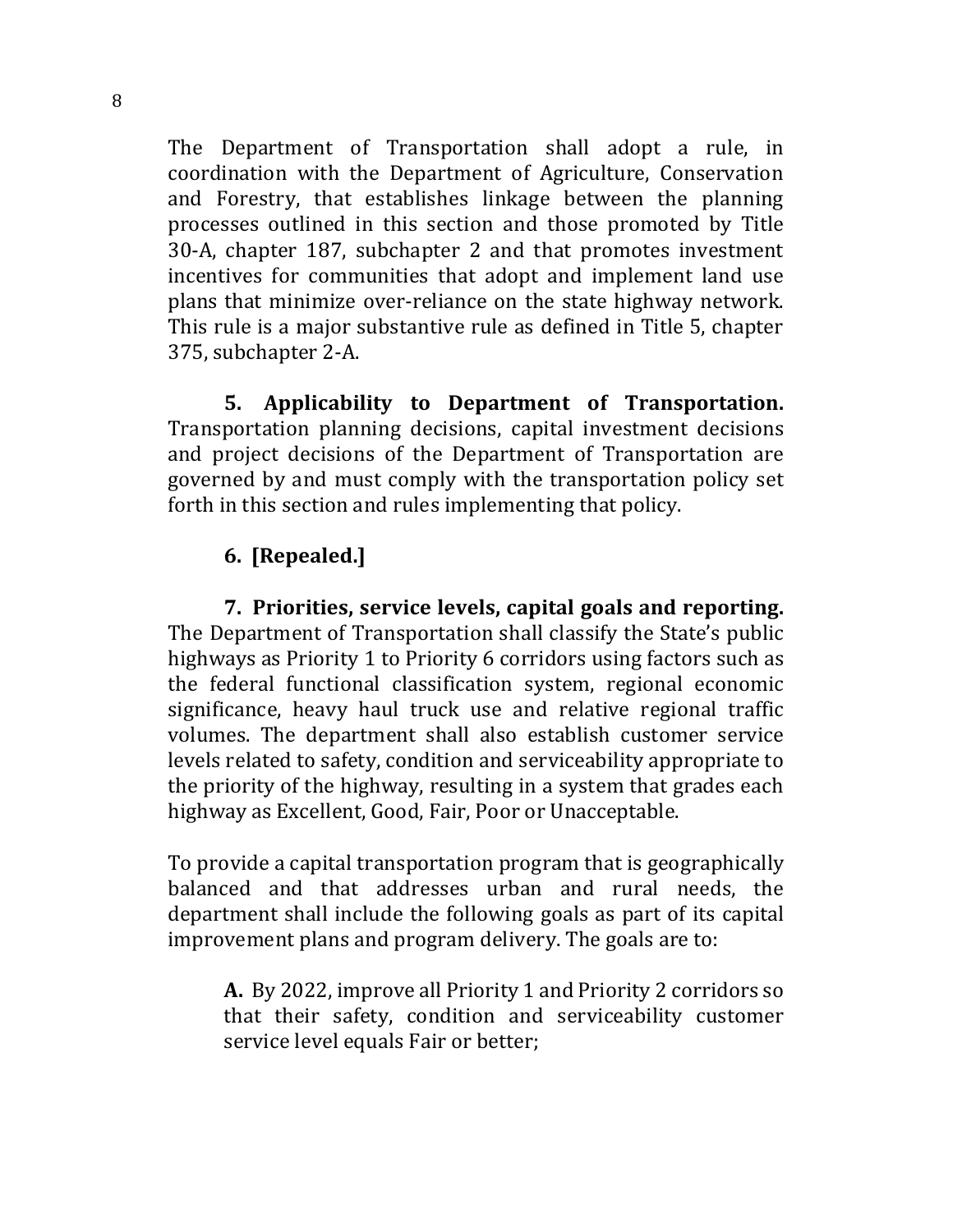The Department of Transportation shall adopt a rule, in coordination with the Department of Agriculture, Conservation and Forestry, that establishes linkage between the planning processes outlined in this section and those promoted by Title 30-A, chapter 187, subchapter 2 and that promotes investment incentives for communities that adopt and implement land use plans that minimize over-reliance on the state highway network. This rule is a major substantive rule as defined in Title 5, chapter 375, subchapter 2-A.

**5. Applicability to Department of Transportation.** Transportation planning decisions, capital investment decisions and project decisions of the Department of Transportation are governed by and must comply with the transportation policy set forth in this section and rules implementing that policy.

**6. [Repealed.]**

**7. Priorities, service levels, capital goals and reporting.** The Department of Transportation shall classify the State's public highways as Priority 1 to Priority 6 corridors using factors such as the federal functional classification system, regional economic significance, heavy haul truck use and relative regional traffic volumes. The department shall also establish customer service levels related to safety, condition and serviceability appropriate to the priority of the highway, resulting in a system that grades each highway as Excellent, Good, Fair, Poor or Unacceptable.

To provide a capital transportation program that is geographically balanced and that addresses urban and rural needs, the department shall include the following goals as part of its capital improvement plans and program delivery. The goals are to:

> **A.** By 2022, improve all Priority 1 and Priority 2 corridors so that their safety, condition and serviceability customer service level equals Fair or better;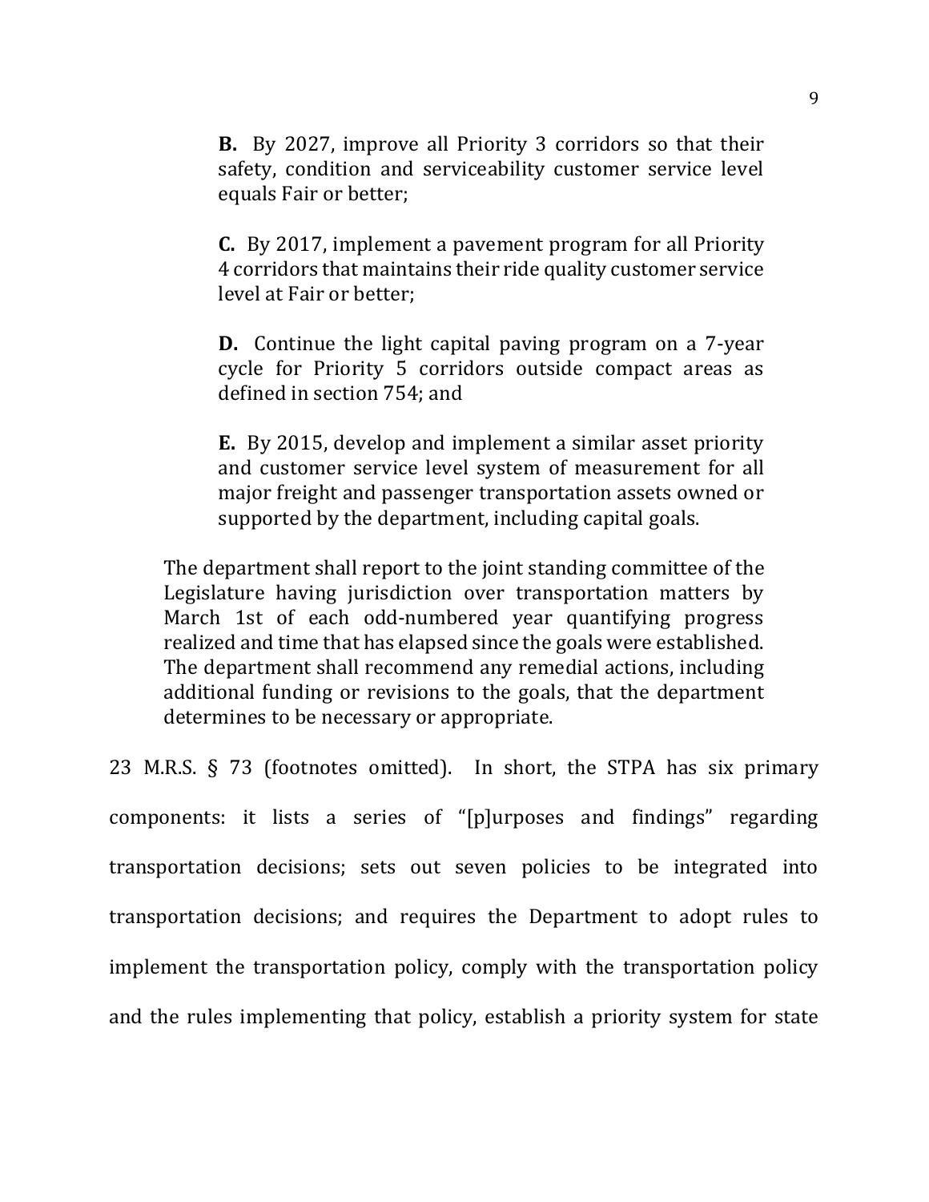> **B.** By 2027, improve all Priority 3 corridors so that their safety, condition and serviceability customer service level equals Fair or better;
>
> **C.** By 2017, implement a pavement program for all Priority 4 corridors that maintains their ride quality customer service level at Fair or better;
>
> **D.** Continue the light capital paving program on a 7-year cycle for Priority 5 corridors outside compact areas as defined in section 754; and
>
> **E.** By 2015, develop and implement a similar asset priority and customer service level system of measurement for all major freight and passenger transportation assets owned or supported by the department, including capital goals.
>
> The department shall report to the joint standing committee of the Legislature having jurisdiction over transportation matters by March 1st of each odd-numbered year quantifying progress realized and time that has elapsed since the goals were established. The department shall recommend any remedial actions, including additional funding or revisions to the goals, that the department determines to be necessary or appropriate.

23 M.R.S. § 73 (footnotes omitted). In short, the STPA has six primary components: it lists a series of "[p]urposes and findings" regarding transportation decisions; sets out seven policies to be integrated into transportation decisions; and requires the Department to adopt rules to implement the transportation policy, comply with the transportation policy and the rules implementing that policy, establish a priority system for state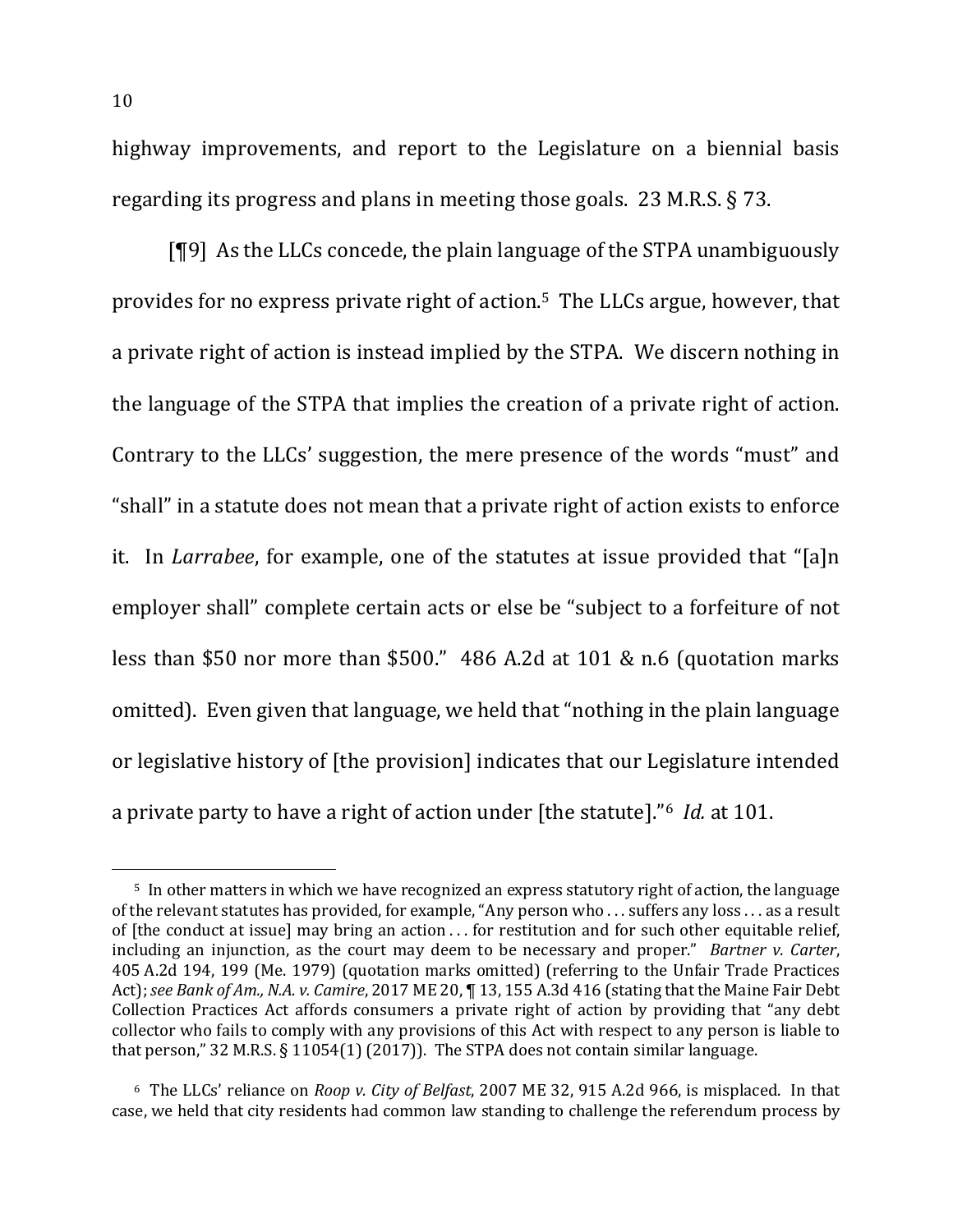highway improvements, and report to the Legislature on a biennial basis regarding its progress and plans in meeting those goals. 23 M.R.S. § 73.

[¶9] As the LLCs concede, the plain language of the STPA unambiguously provides for no express private right of action.[5] The LLCs argue, however, that a private right of action is instead implied by the STPA. We discern nothing in the language of the STPA that implies the creation of a private right of action. Contrary to the LLCs' suggestion, the mere presence of the words "must" and "shall" in a statute does not mean that a private right of action exists to enforce it. In *Larrabee*, for example, one of the statutes at issue provided that "[a]n employer shall" complete certain acts or else be "subject to a forfeiture of not less than $50 nor more than $500." 486 A.2d at 101 & n.6 (quotation marks omitted). Even given that language, we held that "nothing in the plain language or legislative history of [the provision] indicates that our Legislature intended a private party to have a right of action under [the statute]."[6] *Id.* at 101.

---

[5] In other matters in which we have recognized an express statutory right of action, the language of the relevant statutes has provided, for example, "Any person who . . . suffers any loss . . . as a result of [the conduct at issue] may bring an action . . . for restitution and for such other equitable relief, including an injunction, as the court may deem to be necessary and proper." *Bartner v. Carter*, 405 A.2d 194, 199 (Me. 1979) (quotation marks omitted) (referring to the Unfair Trade Practices Act); *see Bank of Am., N.A. v. Camire*, 2017 ME 20, ¶ 13, 155 A.3d 416 (stating that the Maine Fair Debt Collection Practices Act affords consumers a private right of action by providing that "any debt collector who fails to comply with any provisions of this Act with respect to any person is liable to that person," 32 M.R.S. § 11054(1) (2017)). The STPA does not contain similar language.

[6] The LLCs' reliance on *Roop v. City of Belfast*, 2007 ME 32, 915 A.2d 966, is misplaced. In that case, we held that city residents had common law standing to challenge the referendum process by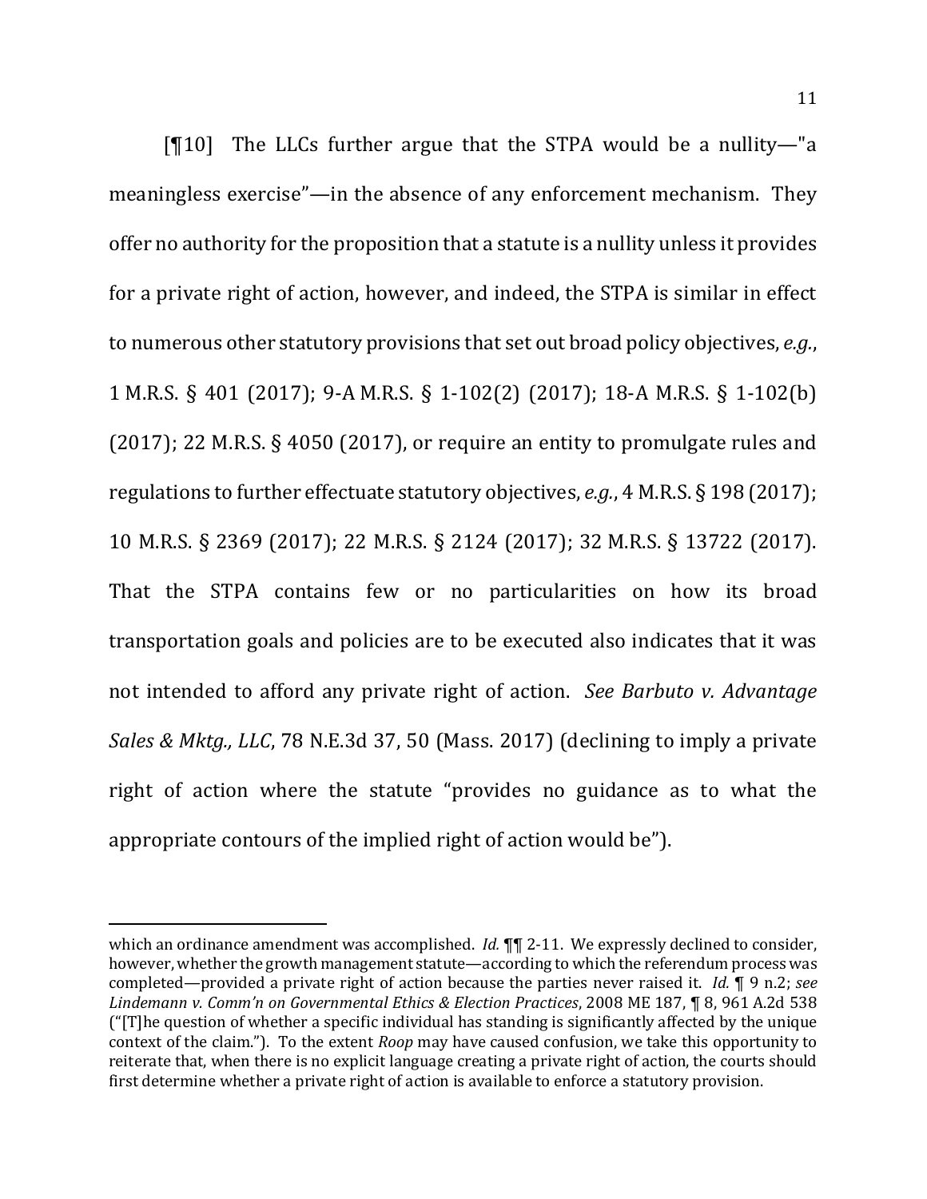[¶10] The LLCs further argue that the STPA would be a nullity—"a meaningless exercise"—in the absence of any enforcement mechanism. They offer no authority for the proposition that a statute is a nullity unless it provides for a private right of action, however, and indeed, the STPA is similar in effect to numerous other statutory provisions that set out broad policy objectives, *e.g.*, 1 M.R.S. § 401 (2017); 9-A M.R.S. § 1-102(2) (2017); 18-A M.R.S. § 1-102(b) (2017); 22 M.R.S. § 4050 (2017), or require an entity to promulgate rules and regulations to further effectuate statutory objectives, *e.g.*, 4 M.R.S. § 198 (2017); 10 M.R.S. § 2369 (2017); 22 M.R.S. § 2124 (2017); 32 M.R.S. § 13722 (2017). That the STPA contains few or no particularities on how its broad transportation goals and policies are to be executed also indicates that it was not intended to afford any private right of action. *See Barbuto v. Advantage Sales & Mktg., LLC*, 78 N.E.3d 37, 50 (Mass. 2017) (declining to imply a private right of action where the statute "provides no guidance as to what the appropriate contours of the implied right of action would be").

---

which an ordinance amendment was accomplished. *Id.* ¶¶ 2-11. We expressly declined to consider, however, whether the growth management statute—according to which the referendum process was completed—provided a private right of action because the parties never raised it. *Id.* ¶ 9 n.2; *see Lindemann v. Comm'n on Governmental Ethics & Election Practices*, 2008 ME 187, ¶ 8, 961 A.2d 538 ("[T]he question of whether a specific individual has standing is significantly affected by the unique context of the claim."). To the extent *Roop* may have caused confusion, we take this opportunity to reiterate that, when there is no explicit language creating a private right of action, the courts should first determine whether a private right of action is available to enforce a statutory provision.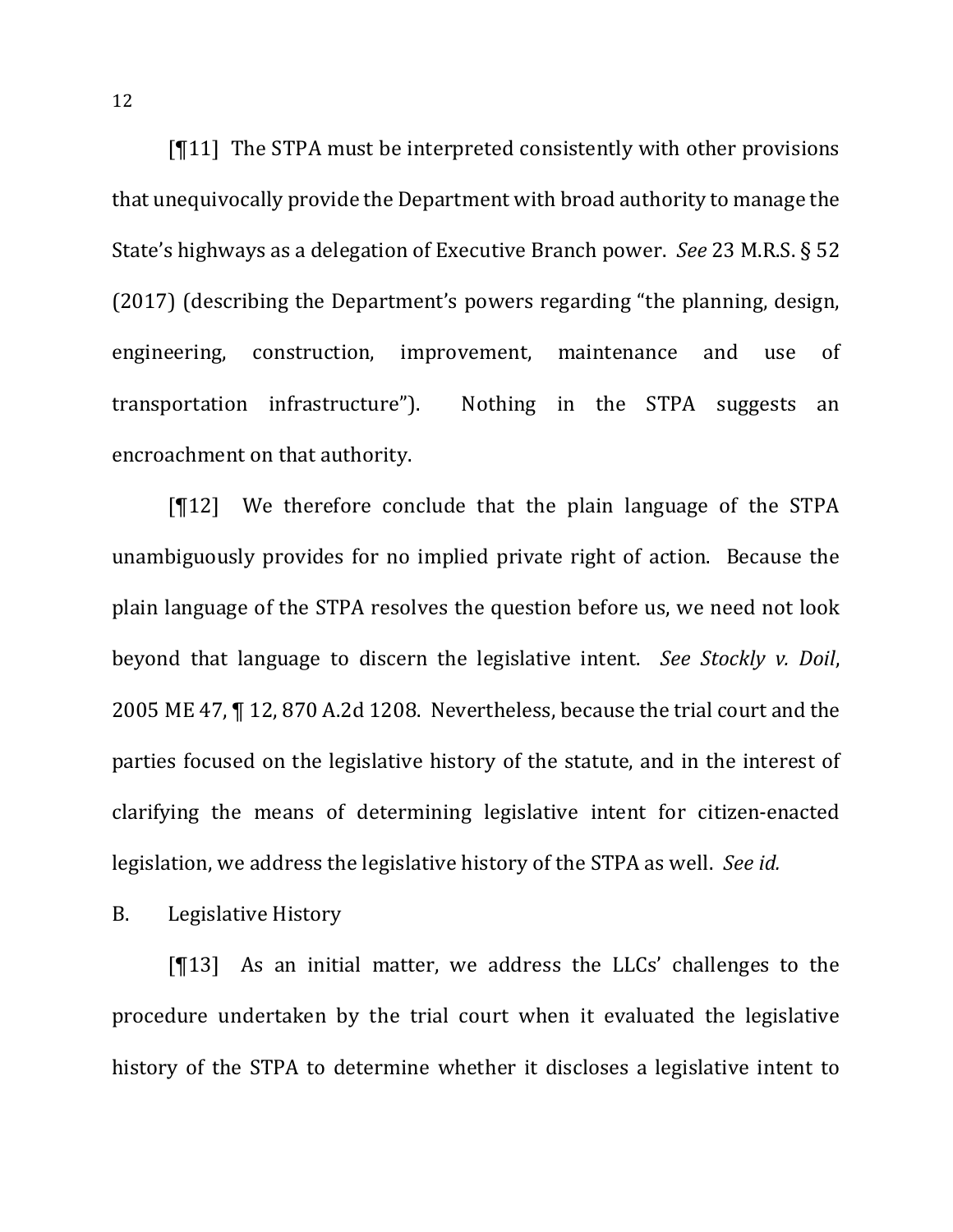[¶11] The STPA must be interpreted consistently with other provisions that unequivocally provide the Department with broad authority to manage the State's highways as a delegation of Executive Branch power. *See* 23 M.R.S. § 52 (2017) (describing the Department's powers regarding "the planning, design, engineering, construction, improvement, maintenance and use of transportation infrastructure"). Nothing in the STPA suggests an encroachment on that authority.

[¶12] We therefore conclude that the plain language of the STPA unambiguously provides for no implied private right of action. Because the plain language of the STPA resolves the question before us, we need not look beyond that language to discern the legislative intent. *See Stockly v. Doil*, 2005 ME 47, ¶ 12, 870 A.2d 1208. Nevertheless, because the trial court and the parties focused on the legislative history of the statute, and in the interest of clarifying the means of determining legislative intent for citizen-enacted legislation, we address the legislative history of the STPA as well. *See id.*

B. Legislative History

[¶13] As an initial matter, we address the LLCs' challenges to the procedure undertaken by the trial court when it evaluated the legislative history of the STPA to determine whether it discloses a legislative intent to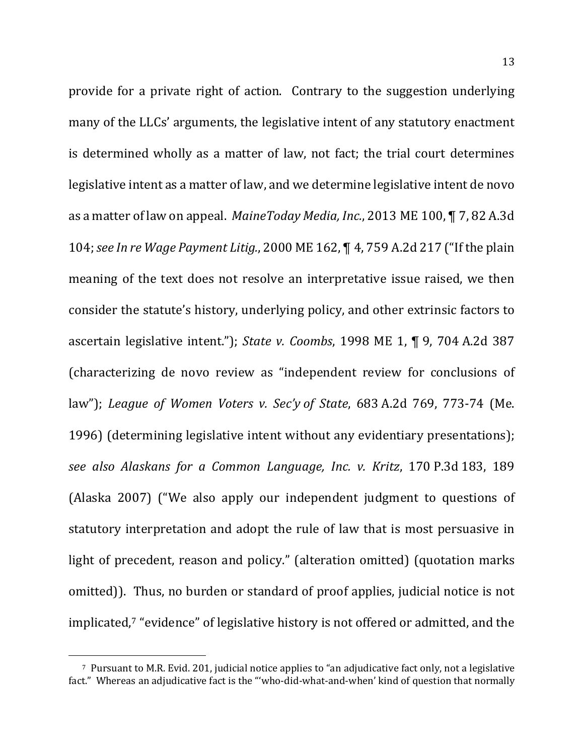provide for a private right of action. Contrary to the suggestion underlying many of the LLCs' arguments, the legislative intent of any statutory enactment is determined wholly as a matter of law, not fact; the trial court determines legislative intent as a matter of law, and we determine legislative intent de novo as a matter of law on appeal. *MaineToday Media, Inc.*, 2013 ME 100, ¶ 7, 82 A.3d 104; *see In re Wage Payment Litig.*, 2000 ME 162, ¶ 4, 759 A.2d 217 ("If the plain meaning of the text does not resolve an interpretative issue raised, we then consider the statute's history, underlying policy, and other extrinsic factors to ascertain legislative intent."); *State v. Coombs*, 1998 ME 1, ¶ 9, 704 A.2d 387 (characterizing de novo review as "independent review for conclusions of law"); *League of Women Voters v. Sec'y of State*, 683 A.2d 769, 773-74 (Me. 1996) (determining legislative intent without any evidentiary presentations); *see also Alaskans for a Common Language, Inc. v. Kritz*, 170 P.3d 183, 189 (Alaska 2007) ("We also apply our independent judgment to questions of statutory interpretation and adopt the rule of law that is most persuasive in light of precedent, reason and policy." (alteration omitted) (quotation marks omitted)). Thus, no burden or standard of proof applies, judicial notice is not implicated,[7] "evidence" of legislative history is not offered or admitted, and the

---

[7] Pursuant to M.R. Evid. 201, judicial notice applies to "an adjudicative fact only, not a legislative fact." Whereas an adjudicative fact is the "'who-did-what-and-when' kind of question that normally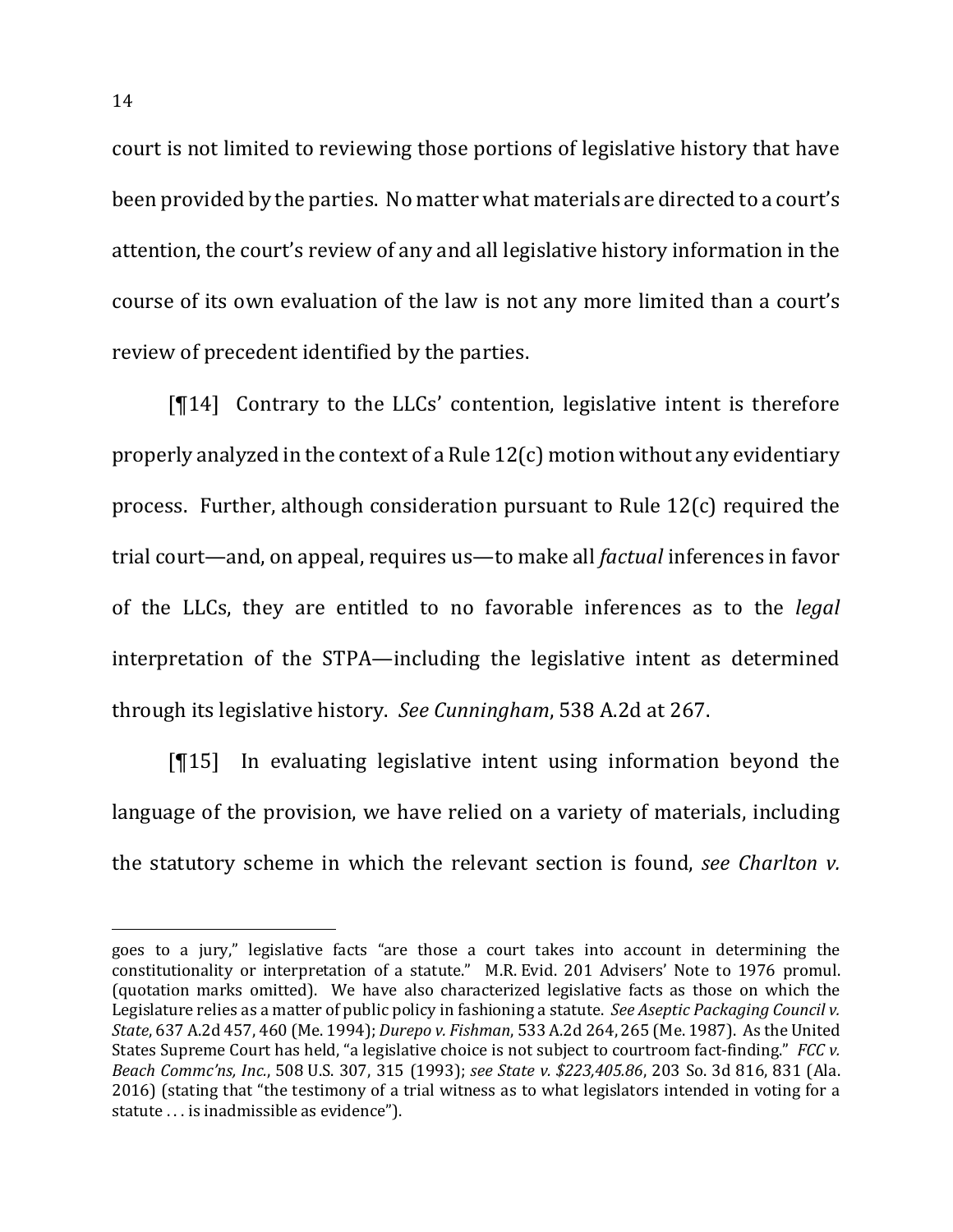court is not limited to reviewing those portions of legislative history that have been provided by the parties. No matter what materials are directed to a court's attention, the court's review of any and all legislative history information in the course of its own evaluation of the law is not any more limited than a court's review of precedent identified by the parties.

[¶14] Contrary to the LLCs' contention, legislative intent is therefore properly analyzed in the context of a Rule 12(c) motion without any evidentiary process. Further, although consideration pursuant to Rule 12(c) required the trial court—and, on appeal, requires us—to make all *factual* inferences in favor of the LLCs, they are entitled to no favorable inferences as to the *legal* interpretation of the STPA—including the legislative intent as determined through its legislative history. *See Cunningham*, 538 A.2d at 267.

[¶15] In evaluating legislative intent using information beyond the language of the provision, we have relied on a variety of materials, including the statutory scheme in which the relevant section is found, *see Charlton v.*

---

goes to a jury," legislative facts "are those a court takes into account in determining the constitutionality or interpretation of a statute." M.R. Evid. 201 Advisers' Note to 1976 promul. (quotation marks omitted). We have also characterized legislative facts as those on which the Legislature relies as a matter of public policy in fashioning a statute. *See Aseptic Packaging Council v. State*, 637 A.2d 457, 460 (Me. 1994); *Durepo v. Fishman*, 533 A.2d 264, 265 (Me. 1987). As the United States Supreme Court has held, "a legislative choice is not subject to courtroom fact-finding." *FCC v. Beach Commc'ns, Inc.*, 508 U.S. 307, 315 (1993); *see State v. $223,405.86*, 203 So. 3d 816, 831 (Ala. 2016) (stating that "the testimony of a trial witness as to what legislators intended in voting for a statute . . . is inadmissible as evidence").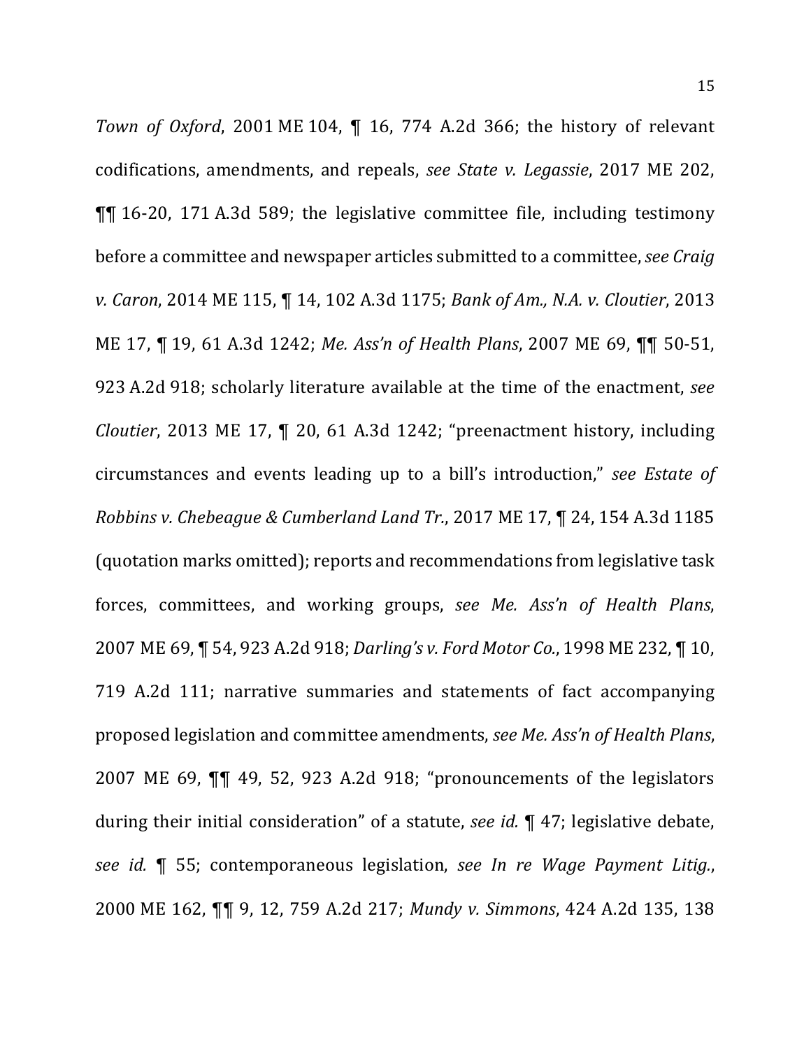*Town of Oxford*, 2001 ME 104, ¶ 16, 774 A.2d 366; the history of relevant codifications, amendments, and repeals, *see State v. Legassie*, 2017 ME 202, ¶¶ 16-20, 171 A.3d 589; the legislative committee file, including testimony before a committee and newspaper articles submitted to a committee, *see Craig v. Caron*, 2014 ME 115, ¶ 14, 102 A.3d 1175; *Bank of Am., N.A. v. Cloutier*, 2013 ME 17, ¶ 19, 61 A.3d 1242; *Me. Ass'n of Health Plans*, 2007 ME 69, ¶¶ 50-51, 923 A.2d 918; scholarly literature available at the time of the enactment, *see Cloutier*, 2013 ME 17, ¶ 20, 61 A.3d 1242; "preenactment history, including circumstances and events leading up to a bill's introduction," *see Estate of Robbins v. Chebeague & Cumberland Land Tr.*, 2017 ME 17, ¶ 24, 154 A.3d 1185 (quotation marks omitted); reports and recommendations from legislative task forces, committees, and working groups, *see Me. Ass'n of Health Plans*, 2007 ME 69, ¶ 54, 923 A.2d 918; *Darling's v. Ford Motor Co.*, 1998 ME 232, ¶ 10, 719 A.2d 111; narrative summaries and statements of fact accompanying proposed legislation and committee amendments, *see Me. Ass'n of Health Plans*, 2007 ME 69, ¶¶ 49, 52, 923 A.2d 918; "pronouncements of the legislators during their initial consideration" of a statute, *see id.* ¶ 47; legislative debate, *see id.* ¶ 55; contemporaneous legislation, *see In re Wage Payment Litig.*, 2000 ME 162, ¶¶ 9, 12, 759 A.2d 217; *Mundy v. Simmons*, 424 A.2d 135, 138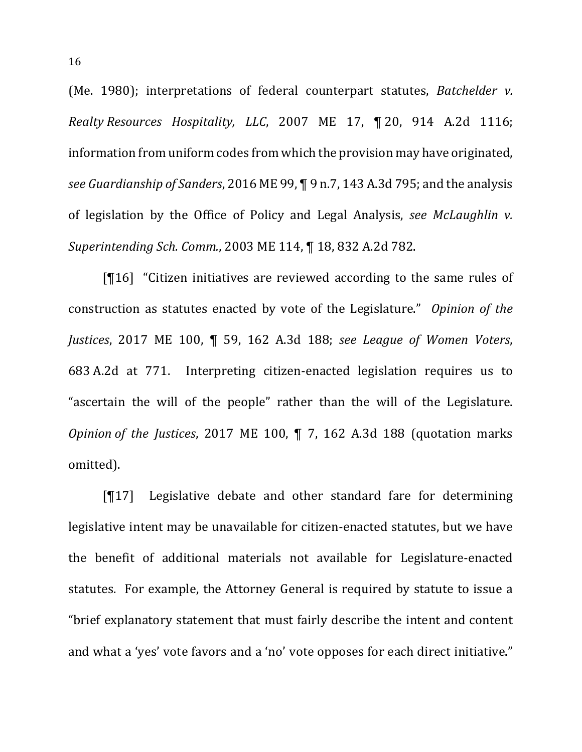(Me. 1980); interpretations of federal counterpart statutes, *Batchelder v. Realty Resources Hospitality, LLC*, 2007 ME 17, ¶ 20, 914 A.2d 1116; information from uniform codes from which the provision may have originated, *see Guardianship of Sanders*, 2016 ME 99, ¶ 9 n.7, 143 A.3d 795; and the analysis of legislation by the Office of Policy and Legal Analysis, *see McLaughlin v. Superintending Sch. Comm.*, 2003 ME 114, ¶ 18, 832 A.2d 782.

[¶16] "Citizen initiatives are reviewed according to the same rules of construction as statutes enacted by vote of the Legislature." *Opinion of the Justices*, 2017 ME 100, ¶ 59, 162 A.3d 188; *see League of Women Voters*, 683 A.2d at 771. Interpreting citizen-enacted legislation requires us to "ascertain the will of the people" rather than the will of the Legislature. *Opinion of the Justices*, 2017 ME 100, ¶ 7, 162 A.3d 188 (quotation marks omitted).

[¶17] Legislative debate and other standard fare for determining legislative intent may be unavailable for citizen-enacted statutes, but we have the benefit of additional materials not available for Legislature-enacted statutes. For example, the Attorney General is required by statute to issue a "brief explanatory statement that must fairly describe the intent and content and what a 'yes' vote favors and a 'no' vote opposes for each direct initiative."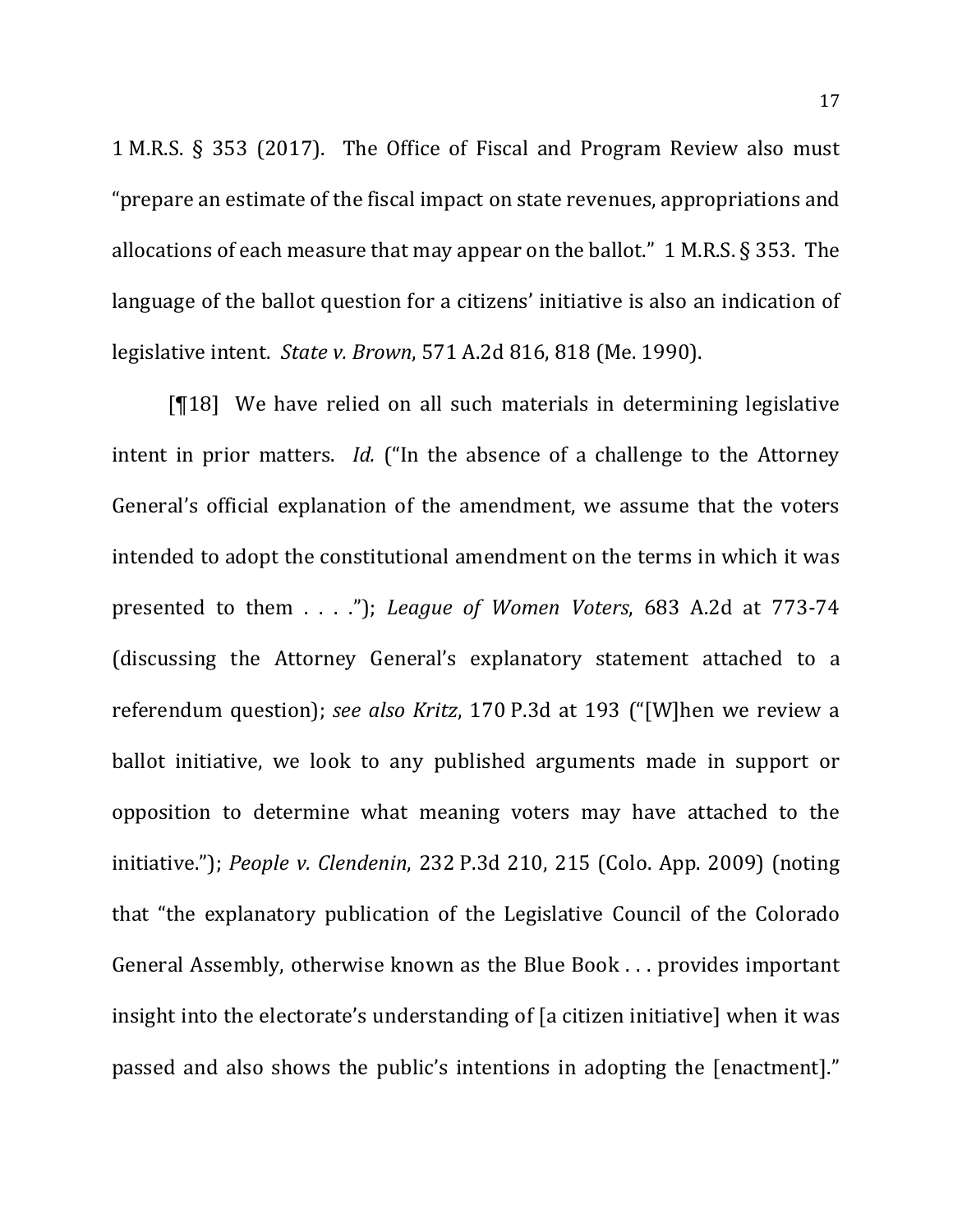1 M.R.S. § 353 (2017). The Office of Fiscal and Program Review also must "prepare an estimate of the fiscal impact on state revenues, appropriations and allocations of each measure that may appear on the ballot." 1 M.R.S. § 353. The language of the ballot question for a citizens' initiative is also an indication of legislative intent. *State v. Brown*, 571 A.2d 816, 818 (Me. 1990).

[¶18] We have relied on all such materials in determining legislative intent in prior matters. *Id.* ("In the absence of a challenge to the Attorney General's official explanation of the amendment, we assume that the voters intended to adopt the constitutional amendment on the terms in which it was presented to them . . . ."); *League of Women Voters*, 683 A.2d at 773-74 (discussing the Attorney General's explanatory statement attached to a referendum question); *see also Kritz*, 170 P.3d at 193 ("[W]hen we review a ballot initiative, we look to any published arguments made in support or opposition to determine what meaning voters may have attached to the initiative."); *People v. Clendenin*, 232 P.3d 210, 215 (Colo. App. 2009) (noting that "the explanatory publication of the Legislative Council of the Colorado General Assembly, otherwise known as the Blue Book . . . provides important insight into the electorate's understanding of [a citizen initiative] when it was passed and also shows the public's intentions in adopting the [enactment]."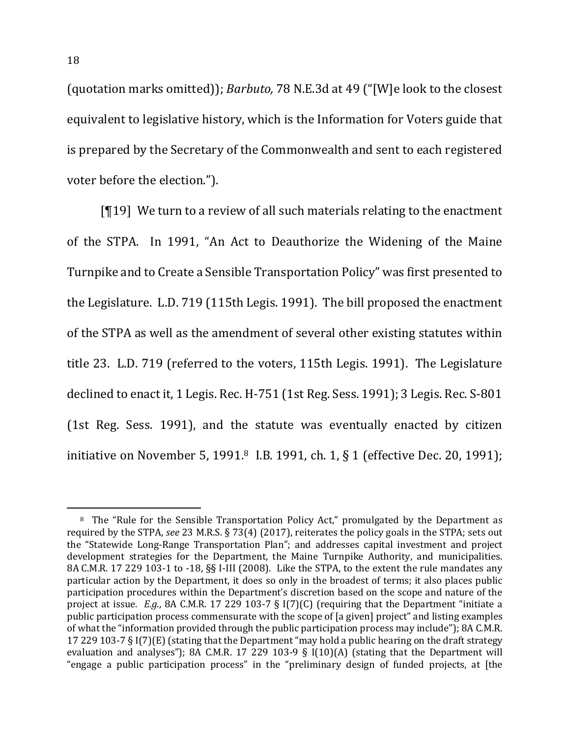(quotation marks omitted)); *Barbuto,* 78 N.E.3d at 49 ("[W]e look to the closest equivalent to legislative history, which is the Information for Voters guide that is prepared by the Secretary of the Commonwealth and sent to each registered voter before the election.").

[¶19] We turn to a review of all such materials relating to the enactment of the STPA. In 1991, "An Act to Deauthorize the Widening of the Maine Turnpike and to Create a Sensible Transportation Policy" was first presented to the Legislature. L.D. 719 (115th Legis. 1991). The bill proposed the enactment of the STPA as well as the amendment of several other existing statutes within title 23. L.D. 719 (referred to the voters, 115th Legis. 1991). The Legislature declined to enact it, 1 Legis. Rec. H-751 (1st Reg. Sess. 1991); 3 Legis. Rec. S-801 (1st Reg. Sess. 1991), and the statute was eventually enacted by citizen initiative on November 5, 1991.[8] I.B. 1991, ch. 1, § 1 (effective Dec. 20, 1991);

---

[8] The "Rule for the Sensible Transportation Policy Act," promulgated by the Department as required by the STPA, *see* 23 M.R.S. § 73(4) (2017), reiterates the policy goals in the STPA; sets out the "Statewide Long-Range Transportation Plan"; and addresses capital investment and project development strategies for the Department, the Maine Turnpike Authority, and municipalities. 8A C.M.R. 17 229 103-1 to -18, §§ I-III (2008). Like the STPA, to the extent the rule mandates any particular action by the Department, it does so only in the broadest of terms; it also places public participation procedures within the Department's discretion based on the scope and nature of the project at issue. *E.g.*, 8A C.M.R. 17 229 103-7 § I(7)(C) (requiring that the Department "initiate a public participation process commensurate with the scope of [a given] project" and listing examples of what the "information provided through the public participation process may include"); 8A C.M.R. 17 229 103-7 § I(7)(E) (stating that the Department "may hold a public hearing on the draft strategy evaluation and analyses"); 8A C.M.R. 17 229 103-9 § I(10)(A) (stating that the Department will "engage a public participation process" in the "preliminary design of funded projects, at [the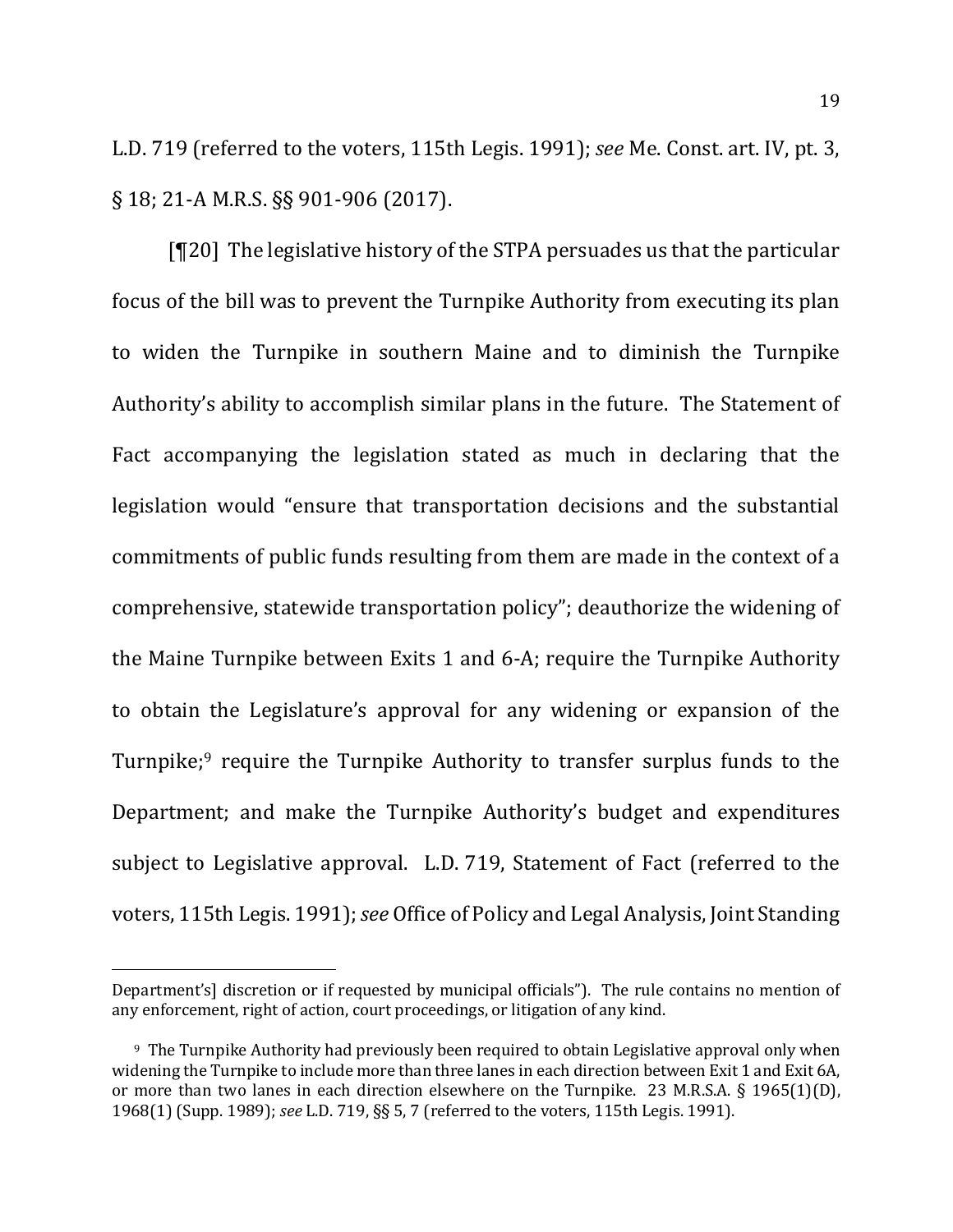L.D. 719 (referred to the voters, 115th Legis. 1991); *see* Me. Const. art. IV, pt. 3, § 18; 21-A M.R.S. §§ 901-906 (2017).

[¶20] The legislative history of the STPA persuades us that the particular focus of the bill was to prevent the Turnpike Authority from executing its plan to widen the Turnpike in southern Maine and to diminish the Turnpike Authority's ability to accomplish similar plans in the future. The Statement of Fact accompanying the legislation stated as much in declaring that the legislation would "ensure that transportation decisions and the substantial commitments of public funds resulting from them are made in the context of a comprehensive, statewide transportation policy"; deauthorize the widening of the Maine Turnpike between Exits 1 and 6-A; require the Turnpike Authority to obtain the Legislature's approval for any widening or expansion of the Turnpike;[9] require the Turnpike Authority to transfer surplus funds to the Department; and make the Turnpike Authority's budget and expenditures subject to Legislative approval. L.D. 719, Statement of Fact (referred to the voters, 115th Legis. 1991); *see* Office of Policy and Legal Analysis, Joint Standing

---

Department's] discretion or if requested by municipal officials"). The rule contains no mention of any enforcement, right of action, court proceedings, or litigation of any kind.

[9] The Turnpike Authority had previously been required to obtain Legislative approval only when widening the Turnpike to include more than three lanes in each direction between Exit 1 and Exit 6A, or more than two lanes in each direction elsewhere on the Turnpike. 23 M.R.S.A. § 1965(1)(D), 1968(1) (Supp. 1989); *see* L.D. 719, §§ 5, 7 (referred to the voters, 115th Legis. 1991).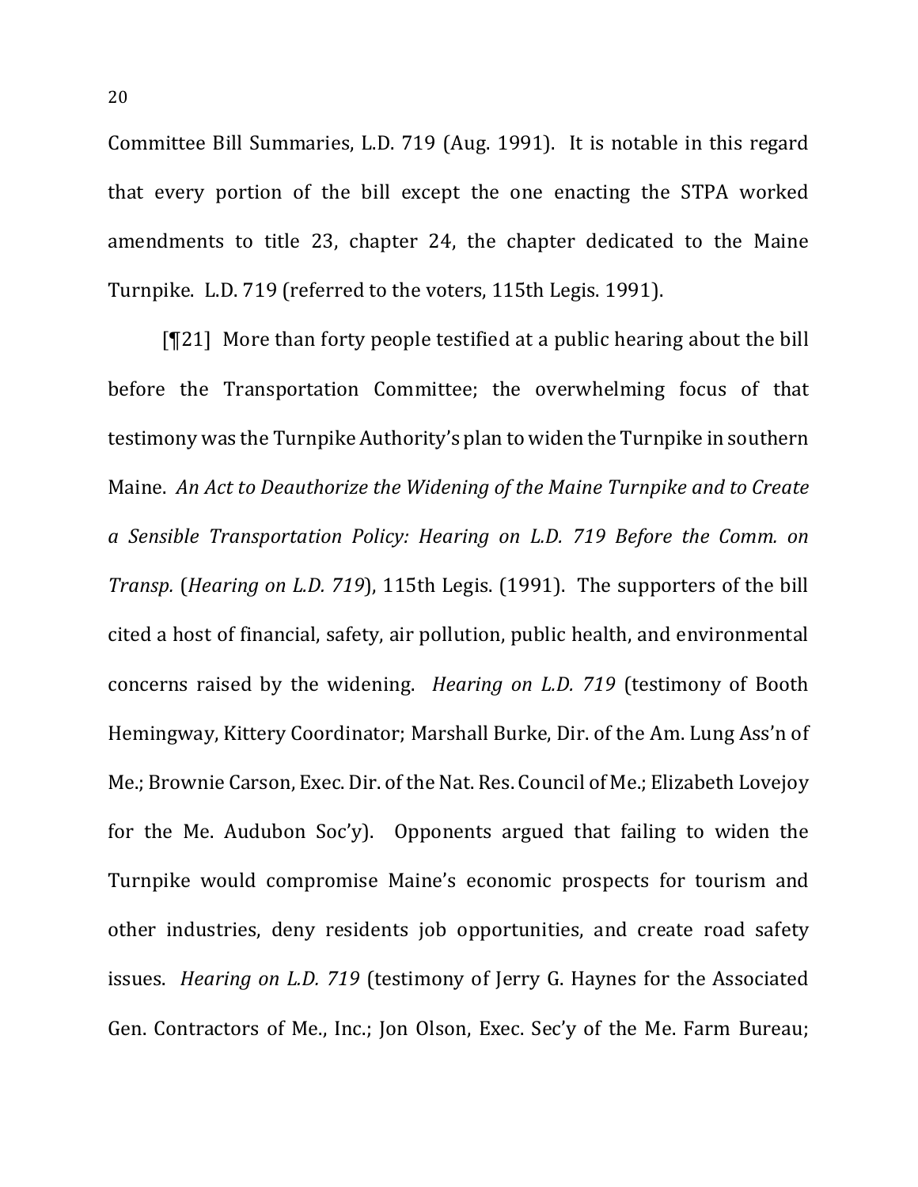Committee Bill Summaries, L.D. 719 (Aug. 1991). It is notable in this regard that every portion of the bill except the one enacting the STPA worked amendments to title 23, chapter 24, the chapter dedicated to the Maine Turnpike. L.D. 719 (referred to the voters, 115th Legis. 1991).

[¶21] More than forty people testified at a public hearing about the bill before the Transportation Committee; the overwhelming focus of that testimony was the Turnpike Authority's plan to widen the Turnpike in southern Maine. *An Act to Deauthorize the Widening of the Maine Turnpike and to Create a Sensible Transportation Policy: Hearing on L.D. 719 Before the Comm. on Transp.* (*Hearing on L.D. 719*), 115th Legis. (1991). The supporters of the bill cited a host of financial, safety, air pollution, public health, and environmental concerns raised by the widening. *Hearing on L.D. 719* (testimony of Booth Hemingway, Kittery Coordinator; Marshall Burke, Dir. of the Am. Lung Ass'n of Me.; Brownie Carson, Exec. Dir. of the Nat. Res. Council of Me.; Elizabeth Lovejoy for the Me. Audubon Soc'y). Opponents argued that failing to widen the Turnpike would compromise Maine's economic prospects for tourism and other industries, deny residents job opportunities, and create road safety issues. *Hearing on L.D. 719* (testimony of Jerry G. Haynes for the Associated Gen. Contractors of Me., Inc.; Jon Olson, Exec. Sec'y of the Me. Farm Bureau;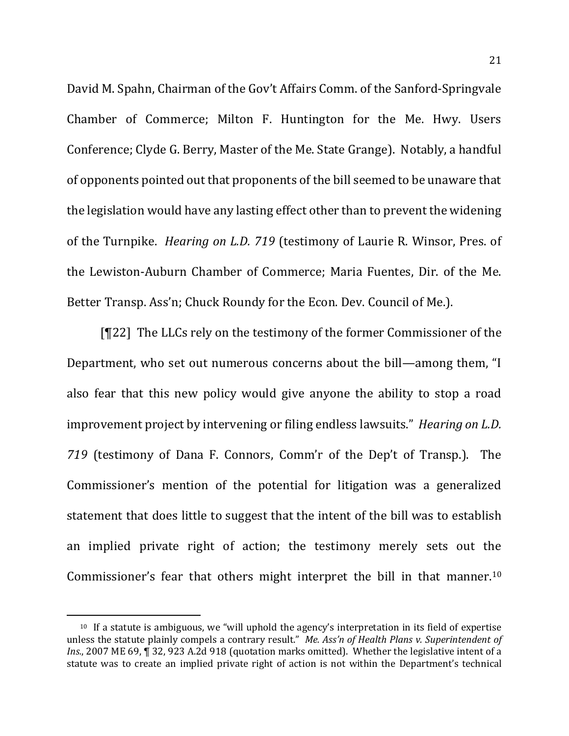David M. Spahn, Chairman of the Gov't Affairs Comm. of the Sanford-Springvale Chamber of Commerce; Milton F. Huntington for the Me. Hwy. Users Conference; Clyde G. Berry, Master of the Me. State Grange). Notably, a handful of opponents pointed out that proponents of the bill seemed to be unaware that the legislation would have any lasting effect other than to prevent the widening of the Turnpike. *Hearing on L.D. 719* (testimony of Laurie R. Winsor, Pres. of the Lewiston-Auburn Chamber of Commerce; Maria Fuentes, Dir. of the Me. Better Transp. Ass'n; Chuck Roundy for the Econ. Dev. Council of Me.).

[¶22] The LLCs rely on the testimony of the former Commissioner of the Department, who set out numerous concerns about the bill—among them, "I also fear that this new policy would give anyone the ability to stop a road improvement project by intervening or filing endless lawsuits." *Hearing on L.D. 719* (testimony of Dana F. Connors, Comm'r of the Dep't of Transp.). The Commissioner's mention of the potential for litigation was a generalized statement that does little to suggest that the intent of the bill was to establish an implied private right of action; the testimony merely sets out the Commissioner's fear that others might interpret the bill in that manner.[10]

---

[10] If a statute is ambiguous, we "will uphold the agency's interpretation in its field of expertise unless the statute plainly compels a contrary result." *Me. Ass'n of Health Plans v. Superintendent of Ins.*, 2007 ME 69, ¶ 32, 923 A.2d 918 (quotation marks omitted). Whether the legislative intent of a statute was to create an implied private right of action is not within the Department's technical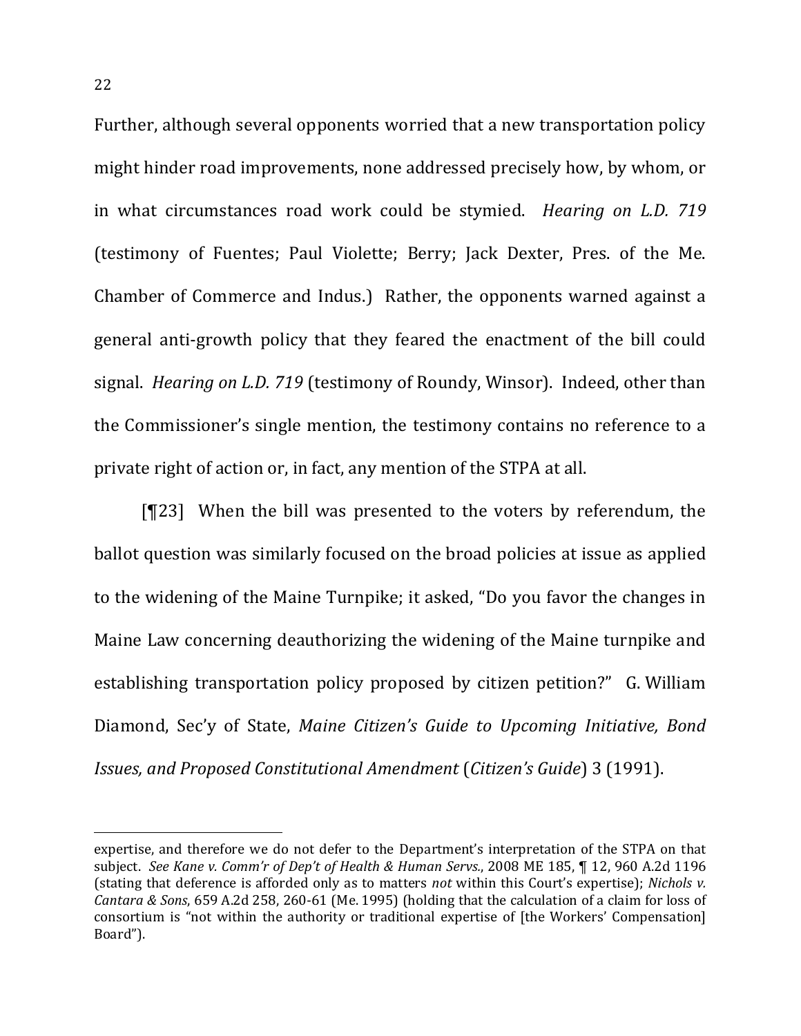Further, although several opponents worried that a new transportation policy might hinder road improvements, none addressed precisely how, by whom, or in what circumstances road work could be stymied. *Hearing on L.D. 719* (testimony of Fuentes; Paul Violette; Berry; Jack Dexter, Pres. of the Me. Chamber of Commerce and Indus.) Rather, the opponents warned against a general anti-growth policy that they feared the enactment of the bill could signal. *Hearing on L.D. 719* (testimony of Roundy, Winsor). Indeed, other than the Commissioner's single mention, the testimony contains no reference to a private right of action or, in fact, any mention of the STPA at all.

[¶23] When the bill was presented to the voters by referendum, the ballot question was similarly focused on the broad policies at issue as applied to the widening of the Maine Turnpike; it asked, "Do you favor the changes in Maine Law concerning deauthorizing the widening of the Maine turnpike and establishing transportation policy proposed by citizen petition?" G. William Diamond, Sec'y of State, *Maine Citizen's Guide to Upcoming Initiative, Bond Issues, and Proposed Constitutional Amendment* (*Citizen's Guide*) 3 (1991).

---

expertise, and therefore we do not defer to the Department's interpretation of the STPA on that subject. *See Kane v. Comm'r of Dep't of Health & Human Servs.*, 2008 ME 185, ¶ 12, 960 A.2d 1196 (stating that deference is afforded only as to matters *not* within this Court's expertise); *Nichols v. Cantara & Sons*, 659 A.2d 258, 260-61 (Me. 1995) (holding that the calculation of a claim for loss of consortium is "not within the authority or traditional expertise of [the Workers' Compensation] Board").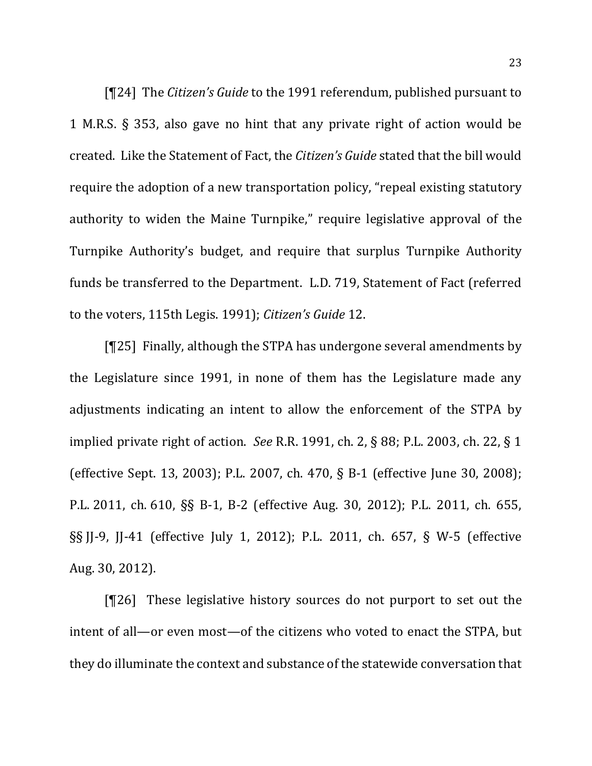[¶24] The *Citizen's Guide* to the 1991 referendum, published pursuant to 1 M.R.S. § 353, also gave no hint that any private right of action would be created. Like the Statement of Fact, the *Citizen's Guide* stated that the bill would require the adoption of a new transportation policy, "repeal existing statutory authority to widen the Maine Turnpike," require legislative approval of the Turnpike Authority's budget, and require that surplus Turnpike Authority funds be transferred to the Department. L.D. 719, Statement of Fact (referred to the voters, 115th Legis. 1991); *Citizen's Guide* 12.

[¶25] Finally, although the STPA has undergone several amendments by the Legislature since 1991, in none of them has the Legislature made any adjustments indicating an intent to allow the enforcement of the STPA by implied private right of action. *See* R.R. 1991, ch. 2, § 88; P.L. 2003, ch. 22, § 1 (effective Sept. 13, 2003); P.L. 2007, ch. 470, § B-1 (effective June 30, 2008); P.L. 2011, ch. 610, §§ B-1, B-2 (effective Aug. 30, 2012); P.L. 2011, ch. 655, §§ JJ-9, JJ-41 (effective July 1, 2012); P.L. 2011, ch. 657, § W-5 (effective Aug. 30, 2012).

[¶26] These legislative history sources do not purport to set out the intent of all—or even most—of the citizens who voted to enact the STPA, but they do illuminate the context and substance of the statewide conversation that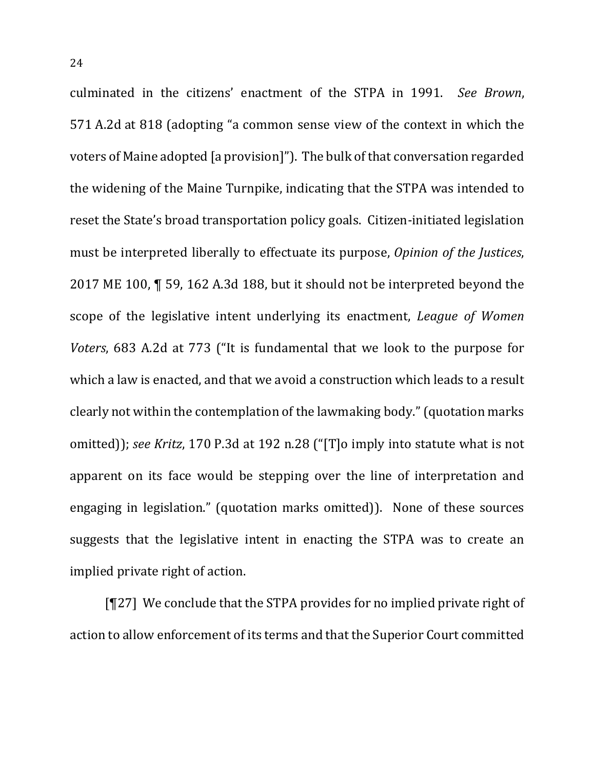culminated in the citizens' enactment of the STPA in 1991. *See Brown*, 571 A.2d at 818 (adopting "a common sense view of the context in which the voters of Maine adopted [a provision]"). The bulk of that conversation regarded the widening of the Maine Turnpike, indicating that the STPA was intended to reset the State's broad transportation policy goals. Citizen-initiated legislation must be interpreted liberally to effectuate its purpose, *Opinion of the Justices*, 2017 ME 100, ¶ 59, 162 A.3d 188, but it should not be interpreted beyond the scope of the legislative intent underlying its enactment, *League of Women Voters*, 683 A.2d at 773 ("It is fundamental that we look to the purpose for which a law is enacted, and that we avoid a construction which leads to a result clearly not within the contemplation of the lawmaking body." (quotation marks omitted)); *see Kritz*, 170 P.3d at 192 n.28 ("[T]o imply into statute what is not apparent on its face would be stepping over the line of interpretation and engaging in legislation." (quotation marks omitted)). None of these sources suggests that the legislative intent in enacting the STPA was to create an implied private right of action.

[¶27] We conclude that the STPA provides for no implied private right of action to allow enforcement of its terms and that the Superior Court committed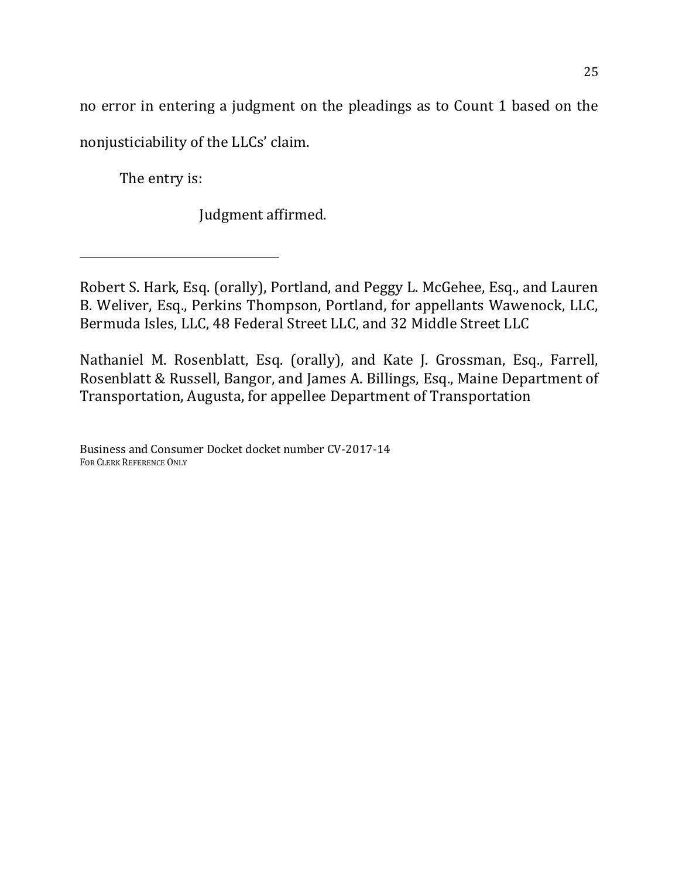no error in entering a judgment on the pleadings as to Count 1 based on the nonjusticiability of the LLCs' claim.

The entry is:

Judgment affirmed.

---

Robert S. Hark, Esq. (orally), Portland, and Peggy L. McGehee, Esq., and Lauren B. Weliver, Esq., Perkins Thompson, Portland, for appellants Wawenock, LLC, Bermuda Isles, LLC, 48 Federal Street LLC, and 32 Middle Street LLC

Nathaniel M. Rosenblatt, Esq. (orally), and Kate J. Grossman, Esq., Farrell, Rosenblatt & Russell, Bangor, and James A. Billings, Esq., Maine Department of Transportation, Augusta, for appellee Department of Transportation

Business and Consumer Docket docket number CV-2017-14
FOR CLERK REFERENCE ONLY